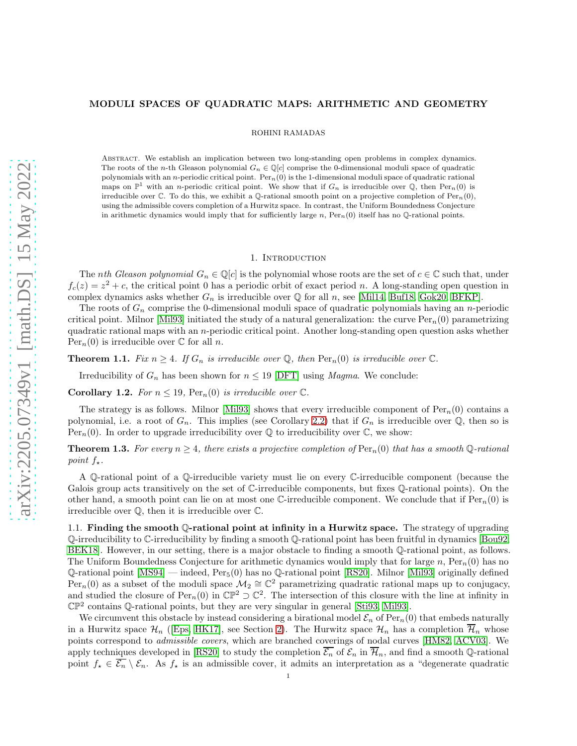# MODULI SPACES OF QUADRATIC MAPS: ARITHMETIC AND GEOMETRY

ROHINI RAMADAS

Abstract. We establish an implication between two long-standing open problems in complex dynamics. The roots of the $n$-th Gleason polynomial $G_n \in \mathbb{Q}[c]$ comprise the 0-dimensional moduli space of quadratic polynomials with an $n$-periodic critical point. $\mathrm{Per}_n(0)$ is the 1-dimensional moduli space of quadratic rational maps on $\mathbb{P}^1$ with an $n$-periodic critical point. We show that if $G_n$ is irreducible over $\mathbb{Q}$, then $\mathrm{Per}_n(0)$ is irreducible over $\mathbb{C}$. To do this, we exhibit a $\mathbb{Q}$-rational smooth point on a projective completion of $\mathrm{Per}_n(0)$, using the admissible covers completion of a Hurwitz space. In contrast, the Uniform Boundedness Conjecture in arithmetic dynamics would imply that for sufficiently large $n$, $\mathrm{Per}_n(0)$ itself has no $\mathbb{Q}$-rational points.

## 1. Introduction

The *nth Gleason polynomial* $G_n \in \mathbb{Q}[c]$ is the polynomial whose roots are the set of $c \in \mathbb{C}$ such that, under $f_c(z) = z^2 + c$, the critical point 0 has a periodic orbit of exact period $n$. A long-standing open question in complex dynamics asks whether $G_n$ is irreducible over $\mathbb{Q}$ for all $n$, see [Mil14, Buf18, Gok20, BFKP].

The roots of $G_n$ comprise the 0-dimensional moduli space of quadratic polynomials having an $n$-periodic critical point. Milnor [Mil93] initiated the study of a natural generalization: the curve $\mathrm{Per}_n(0)$ parametrizing quadratic rational maps with an $n$-periodic critical point. Another long-standing open question asks whether $\mathrm{Per}_n(0)$ is irreducible over $\mathbb{C}$ for all $n$.

**Theorem 1.1.** *Fix $n \geq 4$. If $G_n$ is irreducible over $\mathbb{Q}$, then $\mathrm{Per}_n(0)$ is irreducible over $\mathbb{C}$.*

Irreducibility of $G_n$ has been shown for $n \leq 19$ [DFT] using *Magma*. We conclude:

**Corollary 1.2.** *For $n \leq 19$, $\mathrm{Per}_n(0)$ is irreducible over $\mathbb{C}$.*

The strategy is as follows. Milnor [Mil93] shows that every irreducible component of $\mathrm{Per}_n(0)$ contains a polynomial, i.e. a root of $G_n$. This implies (see Corollary 2.2) that if $G_n$ is irreducible over $\mathbb{Q}$, then so is $\mathrm{Per}_n(0)$. In order to upgrade irreducibility over $\mathbb{Q}$ to irreducibility over $\mathbb{C}$, we show:

**Theorem 1.3.** *For every $n \geq 4$, there exists a projective completion of $\mathrm{Per}_n(0)$ that has a smooth $\mathbb{Q}$-rational point $f_\star$.*

A $\mathbb{Q}$-rational point of a $\mathbb{Q}$-irreducible variety must lie on every $\mathbb{C}$-irreducible component (because the Galois group acts transitively on the set of $\mathbb{C}$-irreducible components, but fixes $\mathbb{Q}$-rational points). On the other hand, a smooth point can lie on at most one $\mathbb{C}$-irreducible component. We conclude that if $\mathrm{Per}_n(0)$ is irreducible over $\mathbb{Q}$, then it is irreducible over $\mathbb{C}$.

### 1.1. Finding the smooth $\mathbb{Q}$-rational point at infinity in a Hurwitz space.

The strategy of upgrading $\mathbb{Q}$-irreducibility to $\mathbb{C}$-irreducibility by finding a smooth $\mathbb{Q}$-rational point has been fruitful in dynamics [Bou92, BEK18]. However, in our setting, there is a major obstacle to finding a smooth $\mathbb{Q}$-rational point, as follows. The Uniform Boundedness Conjecture for arithmetic dynamics would imply that for large $n$, $\mathrm{Per}_n(0)$ has no $\mathbb{Q}$-rational point [MS94] — indeed, $\mathrm{Per}_5(0)$ has no $\mathbb{Q}$-rational point [RS20]. Milnor [Mil93] originally defined $\mathrm{Per}_n(0)$ as a subset of the moduli space $\mathcal{M}_2 \cong \mathbb{C}^2$ parametrizing quadratic rational maps up to conjugacy, and studied the closure of $\mathrm{Per}_n(0)$ in $\mathbb{CP}^2 \supset \mathbb{C}^2$. The intersection of this closure with the line at infinity in $\mathbb{CP}^2$ contains $\mathbb{Q}$-rational points, but they are very singular in general [Sti93, Mil93].

We circumvent this obstacle by instead considering a birational model $\mathcal{E}_n$ of $\mathrm{Per}_n(0)$ that embeds naturally in a Hurwitz space $\mathcal{H}_n$ ([Eps, HK17], see Section 2). The Hurwitz space $\mathcal{H}_n$ has a completion $\overline{\mathcal{H}}_n$ whose points correspond to *admissible covers*, which are branched coverings of nodal curves [HM82, ACV03]. We apply techniques developed in [RS20] to study the completion $\overline{\mathcal{E}_n}$ of $\mathcal{E}_n$ in $\overline{\mathcal{H}}_n$, and find a smooth $\mathbb{Q}$-rational point $f_\star \in \overline{\mathcal{E}_n} \setminus \mathcal{E}_n$. As $f_\star$ is an admissible cover, it admits an interpretation as a "degenerate quadratic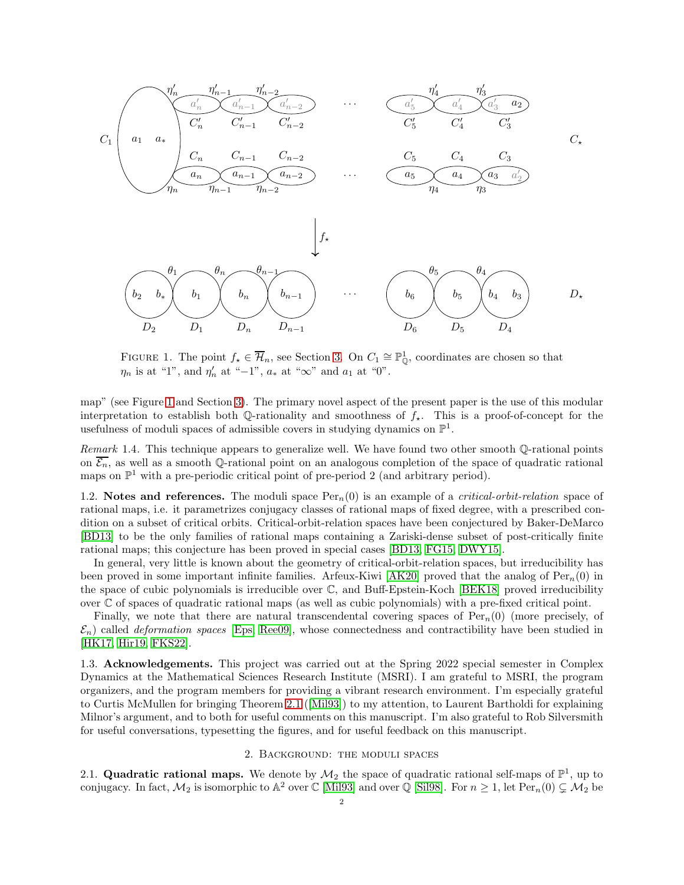FIGURE 1. The point $f_\star \in \overline{\mathcal{H}}_n$, see Section 3. On $C_1 \cong \mathbb{P}^1_{\mathbb{Q}}$, coordinates are chosen so that $\eta_n$ is at "1", and $\eta'_n$ at "−1", $a_*$ at "∞" and $a_1$ at "0".

map" (see Figure 1 and Section 3). The primary novel aspect of the present paper is the use of this modular interpretation to establish both $\mathbb{Q}$-rationality and smoothness of $f_\star$. This is a proof-of-concept for the usefulness of moduli spaces of admissible covers in studying dynamics on $\mathbb{P}^1$.

*Remark* 1.4. This technique appears to generalize well. We have found two other smooth $\mathbb{Q}$-rational points on $\overline{\mathcal{E}_n}$, as well as a smooth $\mathbb{Q}$-rational point on an analogous completion of the space of quadratic rational maps on $\mathbb{P}^1$ with a pre-periodic critical point of pre-period 2 (and arbitrary period).

1.2. **Notes and references.** The moduli space $\mathrm{Per}_n(0)$ is an example of a *critical-orbit-relation* space of rational maps, i.e. it parametrizes conjugacy classes of rational maps of fixed degree, with a prescribed condition on a subset of critical orbits. Critical-orbit-relation spaces have been conjectured by Baker-DeMarco [BD13] to be the only families of rational maps containing a Zariski-dense subset of post-critically finite rational maps; this conjecture has been proved in special cases [BD13, FG15, DWY15].

In general, very little is known about the geometry of critical-orbit-relation spaces, but irreducibility has been proved in some important infinite families. Arfeux-Kiwi [AK20] proved that the analog of $\mathrm{Per}_n(0)$ in the space of cubic polynomials is irreducible over $\mathbb{C}$, and Buff-Epstein-Koch [BEK18] proved irreducibility over $\mathbb{C}$ of spaces of quadratic rational maps (as well as cubic polynomials) with a pre-fixed critical point.

Finally, we note that there are natural transcendental covering spaces of $\mathrm{Per}_n(0)$ (more precisely, of $\mathcal{E}_n$) called *deformation spaces* [Eps, Ree09], whose connectedness and contractibility have been studied in [HK17, Hir19, FKS22].

1.3. **Acknowledgements.** This project was carried out at the Spring 2022 special semester in Complex Dynamics at the Mathematical Sciences Research Institute (MSRI). I am grateful to MSRI, the program organizers, and the program members for providing a vibrant research environment. I'm especially grateful to Curtis McMullen for bringing Theorem 2.1 ([Mil93]) to my attention, to Laurent Bartholdi for explaining Milnor's argument, and to both for useful comments on this manuscript. I'm also grateful to Rob Silversmith for useful conversations, typesetting the figures, and for useful feedback on this manuscript.

## 2. Background: the moduli spaces

2.1. **Quadratic rational maps.** We denote by $\mathcal{M}_2$ the space of quadratic rational self-maps of $\mathbb{P}^1$, up to conjugacy. In fact, $\mathcal{M}_2$ is isomorphic to $\mathbb{A}^2$ over $\mathbb{C}$ [Mil93] and over $\mathbb{Q}$ [Sil98]. For $n \geq 1$, let $\mathrm{Per}_n(0) \subsetneq \mathcal{M}_2$ be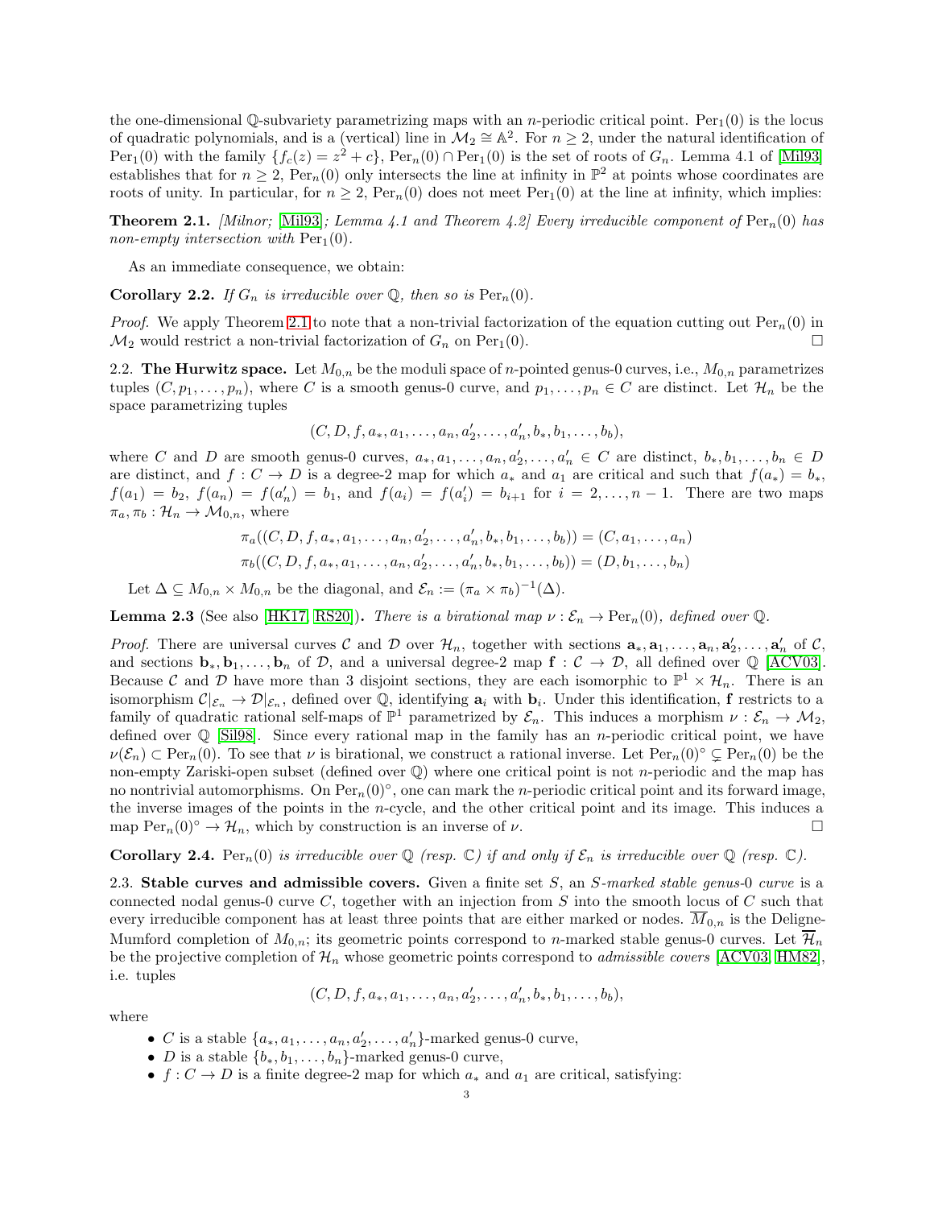the one-dimensional $\mathbb{Q}$-subvariety parametrizing maps with an $n$-periodic critical point. $\mathrm{Per}_1(0)$ is the locus of quadratic polynomials, and is a (vertical) line in $\mathcal{M}_2 \cong \mathbb{A}^2$. For $n \geq 2$, under the natural identification of $\mathrm{Per}_1(0)$ with the family $\{f_c(z) = z^2 + c\}$, $\mathrm{Per}_n(0) \cap \mathrm{Per}_1(0)$ is the set of roots of $G_n$. Lemma 4.1 of [Mil93] establishes that for $n \geq 2$, $\mathrm{Per}_n(0)$ only intersects the line at infinity in $\mathbb{P}^2$ at points whose coordinates are roots of unity. In particular, for $n \geq 2$, $\mathrm{Per}_n(0)$ does not meet $\mathrm{Per}_1(0)$ at the line at infinity, which implies:

**Theorem 2.1.** *[Milnor; [Mil93]; Lemma 4.1 and Theorem 4.2] Every irreducible component of $\mathrm{Per}_n(0)$ has non-empty intersection with $\mathrm{Per}_1(0)$.*

As an immediate consequence, we obtain:

**Corollary 2.2.** *If $G_n$ is irreducible over $\mathbb{Q}$, then so is $\mathrm{Per}_n(0)$.*

*Proof.* We apply Theorem 2.1 to note that a non-trivial factorization of the equation cutting out $\mathrm{Per}_n(0)$ in $\mathcal{M}_2$ would restrict a non-trivial factorization of $G_n$ on $\mathrm{Per}_1(0)$. □

2.2. **The Hurwitz space.** Let $M_{0,n}$ be the moduli space of $n$-pointed genus-0 curves, i.e., $M_{0,n}$ parametrizes tuples $(C, p_1, \ldots, p_n)$, where $C$ is a smooth genus-0 curve, and $p_1, \ldots, p_n \in C$ are distinct. Let $\mathcal{H}_n$ be the space parametrizing tuples

$$(C, D, f, a_*, a_1, \ldots, a_n, a_2', \ldots, a_n', b_*, b_1, \ldots, b_b),$$

where $C$ and $D$ are smooth genus-0 curves, $a_*, a_1, \ldots, a_n, a_2', \ldots, a_n' \in C$ are distinct, $b_*, b_1, \ldots, b_n \in D$ are distinct, and $f : C \to D$ is a degree-2 map for which $a_*$ and $a_1$ are critical and such that $f(a_*) = b_*$, $f(a_1) = b_2$, $f(a_n) = f(a_n') = b_1$, and $f(a_i) = f(a_i') = b_{i+1}$ for $i = 2, \ldots, n-1$. There are two maps $\pi_a, \pi_b : \mathcal{H}_n \to \mathcal{M}_{0,n}$, where

$$\pi_a((C, D, f, a_*, a_1, \ldots, a_n, a_2', \ldots, a_n', b_*, b_1, \ldots, b_b)) = (C, a_1, \ldots, a_n)$$
$$\pi_b((C, D, f, a_*, a_1, \ldots, a_n, a_2', \ldots, a_n', b_*, b_1, \ldots, b_b)) = (D, b_1, \ldots, b_n)$$

Let $\Delta \subseteq M_{0,n} \times M_{0,n}$ be the diagonal, and $\mathcal{E}_n := (\pi_a \times \pi_b)^{-1}(\Delta)$.

**Lemma 2.3** (See also [HK17, RS20])**.** *There is a birational map $\nu : \mathcal{E}_n \to \mathrm{Per}_n(0)$, defined over $\mathbb{Q}$.*

*Proof.* There are universal curves $\mathcal{C}$ and $\mathcal{D}$ over $\mathcal{H}_n$, together with sections $\mathbf{a}_*, \mathbf{a}_1, \ldots, \mathbf{a}_n, \mathbf{a}_2', \ldots, \mathbf{a}_n'$ of $\mathcal{C}$, and sections $\mathbf{b}_*, \mathbf{b}_1, \ldots, \mathbf{b}_n$ of $\mathcal{D}$, and a universal degree-2 map $\mathbf{f} : \mathcal{C} \to \mathcal{D}$, all defined over $\mathbb{Q}$ [ACV03]. Because $\mathcal{C}$ and $\mathcal{D}$ have more than 3 disjoint sections, they are each isomorphic to $\mathbb{P}^1 \times \mathcal{H}_n$. There is an isomorphism $\mathcal{C}|_{\mathcal{E}_n} \to \mathcal{D}|_{\mathcal{E}_n}$, defined over $\mathbb{Q}$, identifying $\mathbf{a}_i$ with $\mathbf{b}_i$. Under this identification, $\mathbf{f}$ restricts to a family of quadratic rational self-maps of $\mathbb{P}^1$ parametrized by $\mathcal{E}_n$. This induces a morphism $\nu : \mathcal{E}_n \to \mathcal{M}_2$, defined over $\mathbb{Q}$ [Sil98]. Since every rational map in the family has an $n$-periodic critical point, we have $\nu(\mathcal{E}_n) \subset \mathrm{Per}_n(0)$. To see that $\nu$ is birational, we construct a rational inverse. Let $\mathrm{Per}_n(0)^\circ \subsetneq \mathrm{Per}_n(0)$ be the non-empty Zariski-open subset (defined over $\mathbb{Q}$) where one critical point is not $n$-periodic and the map has no nontrivial automorphisms. On $\mathrm{Per}_n(0)^\circ$, one can mark the $n$-periodic critical point and its forward image, the inverse images of the points in the $n$-cycle, and the other critical point and its image. This induces a map $\mathrm{Per}_n(0)^\circ \to \mathcal{H}_n$, which by construction is an inverse of $\nu$. □

**Corollary 2.4.** *$\mathrm{Per}_n(0)$ is irreducible over $\mathbb{Q}$ (resp. $\mathbb{C}$) if and only if $\mathcal{E}_n$ is irreducible over $\mathbb{Q}$ (resp. $\mathbb{C}$).*

2.3. **Stable curves and admissible covers.** Given a finite set $S$, an *$S$-marked stable genus-0 curve* is a connected nodal genus-0 curve $C$, together with an injection from $S$ into the smooth locus of $C$ such that every irreducible component has at least three points that are either marked or nodes. $\overline{M}_{0,n}$ is the Deligne-Mumford completion of $M_{0,n}$; its geometric points correspond to $n$-marked stable genus-0 curves. Let $\overline{\mathcal{H}}_n$ be the projective completion of $\mathcal{H}_n$ whose geometric points correspond to *admissible covers* [ACV03, HM82], i.e. tuples

$$(C, D, f, a_*, a_1, \ldots, a_n, a_2', \ldots, a_n', b_*, b_1, \ldots, b_b),$$

where

- $C$ is a stable $\{a_*, a_1, \ldots, a_n, a_2', \ldots, a_n'\}$-marked genus-0 curve,
- $D$ is a stable $\{b_*, b_1, \ldots, b_n\}$-marked genus-0 curve,
- $f : C \to D$ is a finite degree-2 map for which $a_*$ and $a_1$ are critical, satisfying: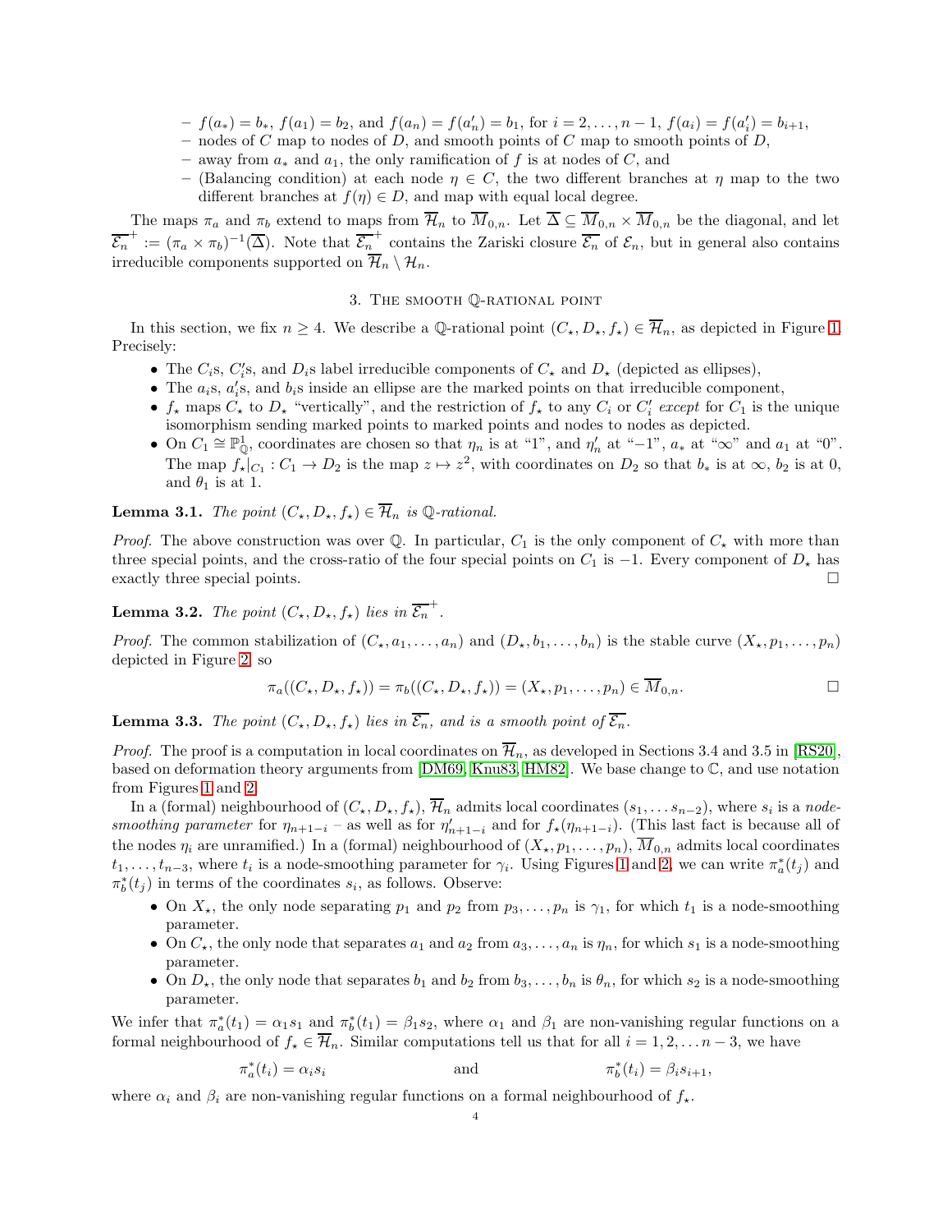- $f(a_*) = b_*$, $f(a_1) = b_2$, and $f(a_n) = f(a'_n) = b_1$, for $i = 2, \ldots, n-1$, $f(a_i) = f(a'_i) = b_{i+1}$,
- nodes of $C$ map to nodes of $D$, and smooth points of $C$ map to smooth points of $D$,
- away from $a_*$ and $a_1$, the only ramification of $f$ is at nodes of $C$, and
- (Balancing condition) at each node $\eta \in C$, the two different branches at $\eta$ map to the two different branches at $f(\eta) \in D$, and map with equal local degree.

The maps $\pi_a$ and $\pi_b$ extend to maps from $\overline{\mathcal{H}}_n$ to $\overline{M}_{0,n}$. Let $\overline{\Delta} \subseteq \overline{M}_{0,n} \times \overline{M}_{0,n}$ be the diagonal, and let $\overline{\mathcal{E}_n}^+ := (\pi_a \times \pi_b)^{-1}(\overline{\Delta})$. Note that $\overline{\mathcal{E}_n}^+$ contains the Zariski closure $\overline{\mathcal{E}_n}$ of $\mathcal{E}_n$, but in general also contains irreducible components supported on $\overline{\mathcal{H}}_n \setminus \mathcal{H}_n$.

## 3. The smooth $\mathbb{Q}$-rational point

In this section, we fix $n \geq 4$. We describe a $\mathbb{Q}$-rational point $(C_\star, D_\star, f_\star) \in \overline{\mathcal{H}}_n$, as depicted in Figure 1. Precisely:

- The $C_i$s, $C'_i$s, and $D_i$s label irreducible components of $C_\star$ and $D_\star$ (depicted as ellipses),
- The $a_i$s, $a'_i$s, and $b_i$s inside an ellipse are the marked points on that irreducible component,
- $f_\star$ maps $C_\star$ to $D_\star$ "vertically", and the restriction of $f_\star$ to any $C_i$ or $C'_i$ *except* for $C_1$ is the unique isomorphism sending marked points to marked points and nodes to nodes as depicted.
- On $C_1 \cong \mathbb{P}^1_{\mathbb{Q}}$, coordinates are chosen so that $\eta_n$ is at "1", and $\eta'_n$ at "$-1$", $a_*$ at "$\infty$" and $a_1$ at "0". The map $f_\star|_{C_1} : C_1 \to D_2$ is the map $z \mapsto z^2$, with coordinates on $D_2$ so that $b_*$ is at $\infty$, $b_2$ is at 0, and $\theta_1$ is at 1.

**Lemma 3.1.** *The point $(C_\star, D_\star, f_\star) \in \overline{\mathcal{H}}_n$ is $\mathbb{Q}$-rational.*

*Proof.* The above construction was over $\mathbb{Q}$. In particular, $C_1$ is the only component of $C_\star$ with more than three special points, and the cross-ratio of the four special points on $C_1$ is $-1$. Every component of $D_\star$ has exactly three special points. □

**Lemma 3.2.** *The point $(C_\star, D_\star, f_\star)$ lies in $\overline{\mathcal{E}_n}^+$.*

*Proof.* The common stabilization of $(C_\star, a_1, \ldots, a_n)$ and $(D_\star, b_1, \ldots, b_n)$ is the stable curve $(X_\star, p_1, \ldots, p_n)$ depicted in Figure 2, so

$$\pi_a((C_\star, D_\star, f_\star)) = \pi_b((C_\star, D_\star, f_\star)) = (X_\star, p_1, \ldots, p_n) \in \overline{M}_{0,n}. \qquad \square$$

**Lemma 3.3.** *The point $(C_\star, D_\star, f_\star)$ lies in $\overline{\mathcal{E}_n}$, and is a smooth point of $\overline{\mathcal{E}_n}$.*

*Proof.* The proof is a computation in local coordinates on $\overline{\mathcal{H}}_n$, as developed in Sections 3.4 and 3.5 in [RS20], based on deformation theory arguments from [DM69, Knu83, HM82]. We base change to $\mathbb{C}$, and use notation from Figures 1 and 2.

In a (formal) neighbourhood of $(C_\star, D_\star, f_\star)$, $\overline{\mathcal{H}}_n$ admits local coordinates $(s_1, \ldots s_{n-2})$, where $s_i$ is a *node-smoothing parameter* for $\eta_{n+1-i}$ – as well as for $\eta'_{n+1-i}$ and for $f_\star(\eta_{n+1-i})$. (This last fact is because all of the nodes $\eta_i$ are unramified.) In a (formal) neighbourhood of $(X_\star, p_1, \ldots, p_n)$, $\overline{M}_{0,n}$ admits local coordinates $t_1, \ldots, t_{n-3}$, where $t_i$ is a node-smoothing parameter for $\gamma_i$. Using Figures 1 and 2, we can write $\pi_a^*(t_j)$ and $\pi_b^*(t_j)$ in terms of the coordinates $s_i$, as follows. Observe:

- On $X_\star$, the only node separating $p_1$ and $p_2$ from $p_3, \ldots, p_n$ is $\gamma_1$, for which $t_1$ is a node-smoothing parameter.
- On $C_\star$, the only node that separates $a_1$ and $a_2$ from $a_3, \ldots, a_n$ is $\eta_n$, for which $s_1$ is a node-smoothing parameter.
- On $D_\star$, the only node that separates $b_1$ and $b_2$ from $b_3, \ldots, b_n$ is $\theta_n$, for which $s_2$ is a node-smoothing parameter.

We infer that $\pi_a^*(t_1) = \alpha_1 s_1$ and $\pi_b^*(t_1) = \beta_1 s_2$, where $\alpha_1$ and $\beta_1$ are non-vanishing regular functions on a formal neighbourhood of $f_\star \in \overline{\mathcal{H}}_n$. Similar computations tell us that for all $i = 1, 2, \ldots n-3$, we have

$$\pi_a^*(t_i) = \alpha_i s_i \qquad \text{and} \qquad \pi_b^*(t_i) = \beta_i s_{i+1},$$

where $\alpha_i$ and $\beta_i$ are non-vanishing regular functions on a formal neighbourhood of $f_\star$.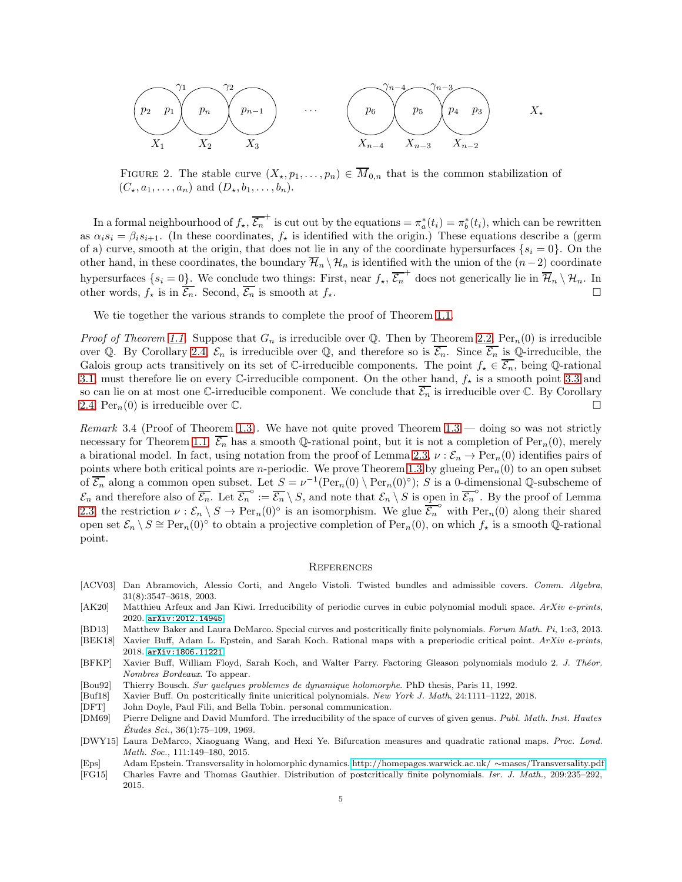FIGURE 2. The stable curve $(X_\star, p_1, \ldots, p_n) \in \overline{M}_{0,n}$ that is the common stabilization of $(C_\star, a_1, \ldots, a_n)$ and $(D_\star, b_1, \ldots, b_n)$.

In a formal neighbourhood of $f_\star$, $\overline{\mathcal{E}_n}^+$ is cut out by the equations $= \pi_a^*(t_i) = \pi_b^*(t_i)$, which can be rewritten as $\alpha_i s_i = \beta_i s_{i+1}$. (In these coordinates, $f_\star$ is identified with the origin.) These equations describe a (germ of a) curve, smooth at the origin, that does not lie in any of the coordinate hypersurfaces $\{s_i = 0\}$. On the other hand, in these coordinates, the boundary $\overline{\mathcal{H}}_n \setminus \mathcal{H}_n$ is identified with the union of the $(n-2)$ coordinate hypersurfaces $\{s_i = 0\}$. We conclude two things: First, near $f_\star$, $\overline{\mathcal{E}_n}^+$ does not generically lie in $\overline{\mathcal{H}}_n \setminus \mathcal{H}_n$. In other words, $f_\star$ is in $\overline{\mathcal{E}_n}$. Second, $\overline{\mathcal{E}_n}$ is smooth at $f_\star$. □

We tie together the various strands to complete the proof of Theorem 1.1.

*Proof of Theorem 1.1.* Suppose that $G_n$ is irreducible over $\mathbb{Q}$. Then by Theorem 2.2, $\mathrm{Per}_n(0)$ is irreducible over $\mathbb{Q}$. By Corollary 2.4, $\mathcal{E}_n$ is irreducible over $\mathbb{Q}$, and therefore so is $\overline{\mathcal{E}_n}$. Since $\overline{\mathcal{E}_n}$ is $\mathbb{Q}$-irreducible, the Galois group acts transitively on its set of $\mathbb{C}$-irreducible components. The point $f_\star \in \overline{\mathcal{E}_n}$, being $\mathbb{Q}$-rational 3.1, must therefore lie on every $\mathbb{C}$-irreducible component. On the other hand, $f_\star$ is a smooth point 3.3 and so can lie on at most one $\mathbb{C}$-irreducible component. We conclude that $\overline{\mathcal{E}_n}$ is irreducible over $\mathbb{C}$. By Corollary 2.4, $\mathrm{Per}_n(0)$ is irreducible over $\mathbb{C}$. □

*Remark* 3.4 (Proof of Theorem 1.3). We have not quite proved Theorem 1.3 — doing so was not strictly necessary for Theorem 1.1. $\overline{\mathcal{E}_n}$ has a smooth $\mathbb{Q}$-rational point, but it is not a completion of $\mathrm{Per}_n(0)$, merely a birational model. In fact, using notation from the proof of Lemma 2.3, $\nu : \mathcal{E}_n \to \mathrm{Per}_n(0)$ identifies pairs of points where both critical points are $n$-periodic. We prove Theorem 1.3 by glueing $\mathrm{Per}_n(0)$ to an open subset of $\overline{\mathcal{E}_n}$ along a common open subset. Let $S = \nu^{-1}(\mathrm{Per}_n(0) \setminus \mathrm{Per}_n(0)^\circ)$; $S$ is a 0-dimensional $\mathbb{Q}$-subscheme of $\mathcal{E}_n$ and therefore also of $\overline{\mathcal{E}_n}$. Let $\overline{\mathcal{E}_n}^\circ := \overline{\mathcal{E}_n} \setminus S$, and note that $\mathcal{E}_n \setminus S$ is open in $\overline{\mathcal{E}_n}^\circ$. By the proof of Lemma 2.3, the restriction $\nu : \mathcal{E}_n \setminus S \to \mathrm{Per}_n(0)^\circ$ is an isomorphism. We glue $\overline{\mathcal{E}_n}^\circ$ with $\mathrm{Per}_n(0)$ along their shared open set $\mathcal{E}_n \setminus S \cong \mathrm{Per}_n(0)^\circ$ to obtain a projective completion of $\mathrm{Per}_n(0)$, on which $f_\star$ is a smooth $\mathbb{Q}$-rational point.

## References

[ACV03] Dan Abramovich, Alessio Corti, and Angelo Vistoli. Twisted bundles and admissible covers. *Comm. Algebra*, 31(8):3547–3618, 2003.

[AK20] Matthieu Arfeux and Jan Kiwi. Irreducibility of periodic curves in cubic polynomial moduli space. *ArXiv e-prints*, 2020. arXiv:2012.14945.

[BD13] Matthew Baker and Laura DeMarco. Special curves and postcritically finite polynomials. *Forum Math. Pi*, 1:e3, 2013.

[BEK18] Xavier Buff, Adam L. Epstein, and Sarah Koch. Rational maps with a preperiodic critical point. *ArXiv e-prints*, 2018. arXiv:1806.11221.

[BFKP] Xavier Buff, William Floyd, Sarah Koch, and Walter Parry. Factoring Gleason polynomials modulo 2. *J. Théor. Nombres Bordeaux*. To appear.

[Bou92] Thierry Bousch. *Sur quelques problemes de dynamique holomorphe*. PhD thesis, Paris 11, 1992.

[Buf18] Xavier Buff. On postcritically finite unicritical polynomials. *New York J. Math*, 24:1111–1122, 2018.

[DFT] John Doyle, Paul Fili, and Bella Tobin. personal communication.

[DM69] Pierre Deligne and David Mumford. The irreducibility of the space of curves of given genus. *Publ. Math. Inst. Hautes Études Sci.*, 36(1):75–109, 1969.

[DWY15] Laura DeMarco, Xiaoguang Wang, and Hexi Ye. Bifurcation measures and quadratic rational maps. *Proc. Lond. Math. Soc.*, 111:149–180, 2015.

[Eps] Adam Epstein. Transversality in holomorphic dynamics. http://homepages.warwick.ac.uk/ ∼mases/Transversality.pdf

[FG15] Charles Favre and Thomas Gauthier. Distribution of postcritically finite polynomials. *Isr. J. Math.*, 209:235–292, 2015.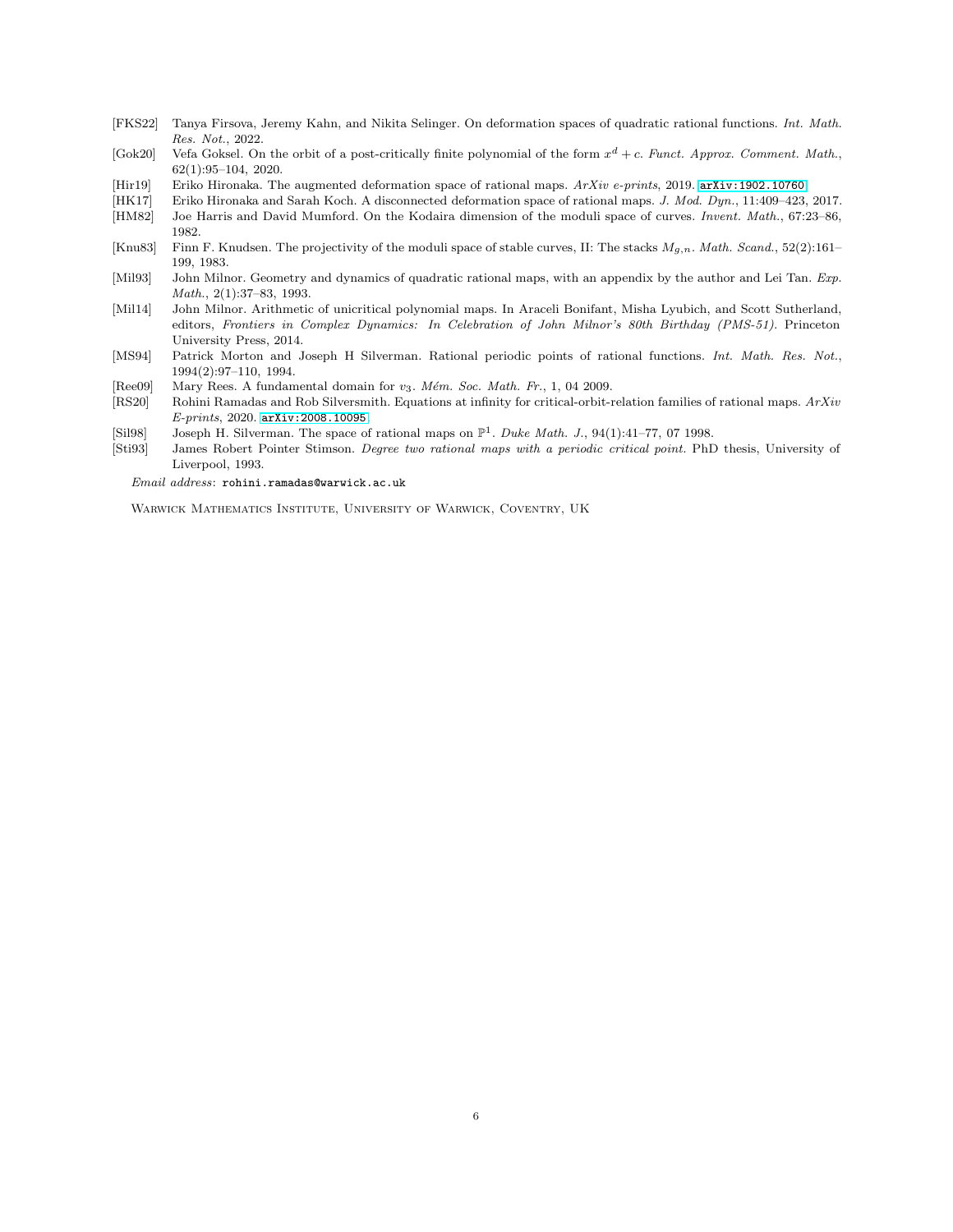[FKS22] Tanya Firsova, Jeremy Kahn, and Nikita Selinger. On deformation spaces of quadratic rational functions. *Int. Math. Res. Not.*, 2022.

[Gok20] Vefa Goksel. On the orbit of a post-critically finite polynomial of the form $x^d + c$. *Funct. Approx. Comment. Math.*, 62(1):95–104, 2020.

[Hir19] Eriko Hironaka. The augmented deformation space of rational maps. *ArXiv e-prints*, 2019. arXiv:1902.10760.

[HK17] Eriko Hironaka and Sarah Koch. A disconnected deformation space of rational maps. *J. Mod. Dyn.*, 11:409–423, 2017.

[HM82] Joe Harris and David Mumford. On the Kodaira dimension of the moduli space of curves. *Invent. Math.*, 67:23–86, 1982.

[Knu83] Finn F. Knudsen. The projectivity of the moduli space of stable curves, II: The stacks $M_{g,n}$. *Math. Scand.*, 52(2):161–199, 1983.

[Mil93] John Milnor. Geometry and dynamics of quadratic rational maps, with an appendix by the author and Lei Tan. *Exp. Math.*, 2(1):37–83, 1993.

[Mil14] John Milnor. Arithmetic of unicritical polynomial maps. In Araceli Bonifant, Misha Lyubich, and Scott Sutherland, editors, *Frontiers in Complex Dynamics: In Celebration of John Milnor's 80th Birthday (PMS-51)*. Princeton University Press, 2014.

[MS94] Patrick Morton and Joseph H Silverman. Rational periodic points of rational functions. *Int. Math. Res. Not.*, 1994(2):97–110, 1994.

[Ree09] Mary Rees. A fundamental domain for $v_3$. *Mém. Soc. Math. Fr.*, 1, 04 2009.

[RS20] Rohini Ramadas and Rob Silversmith. Equations at infinity for critical-orbit-relation families of rational maps. *ArXiv E-prints*, 2020. arXiv:2008.10095.

[Sil98] Joseph H. Silverman. The space of rational maps on $\mathbb{P}^1$. *Duke Math. J.*, 94(1):41–77, 07 1998.

[Sti93] James Robert Pointer Stimson. *Degree two rational maps with a periodic critical point.* PhD thesis, University of Liverpool, 1993.

*Email address*: rohini.ramadas@warwick.ac.uk

Warwick Mathematics Institute, University of Warwick, Coventry, UK